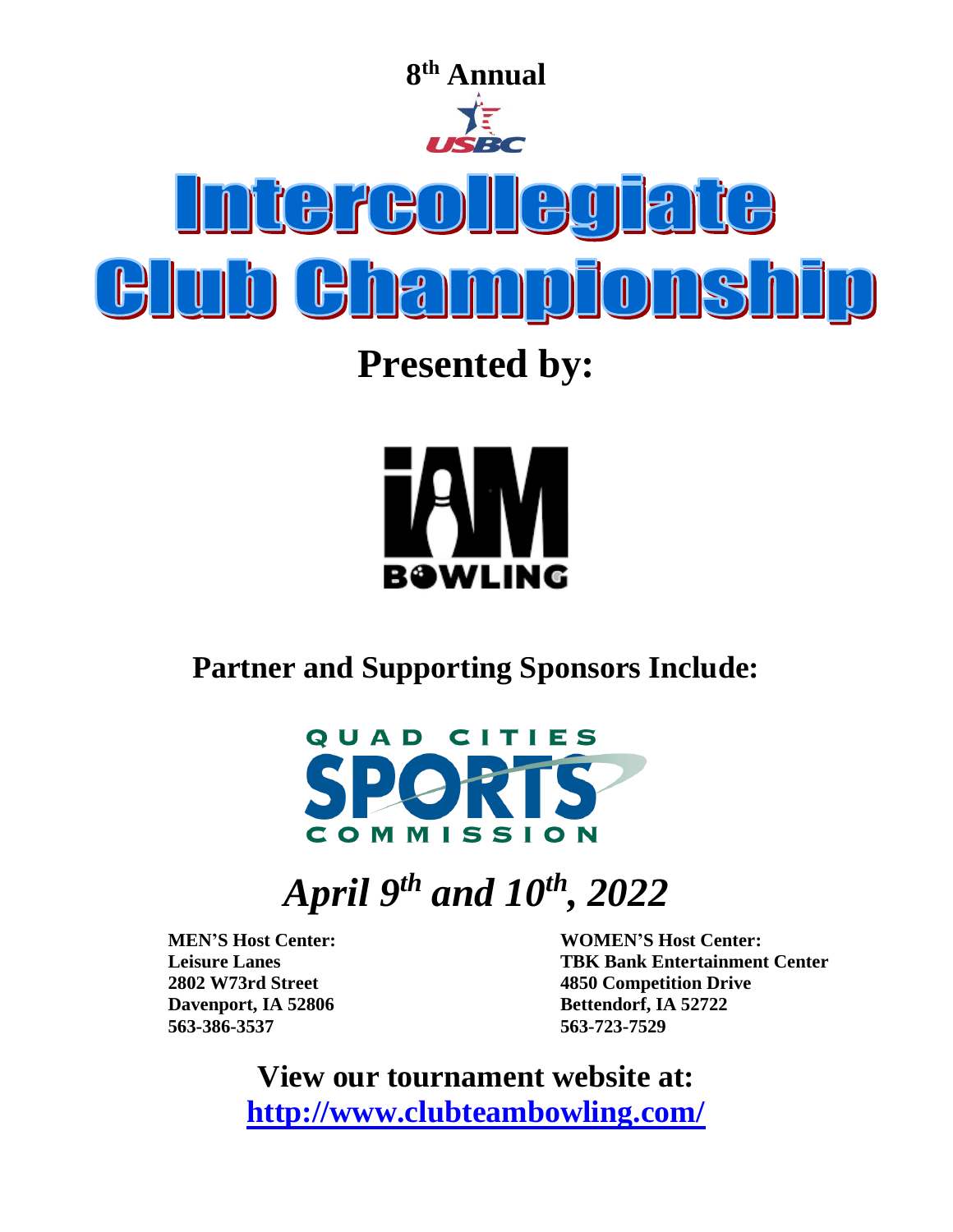**8th Annual**

USBC

# Intercollegiate Club Championship

## Presented by:

iAM BOWLING

## Partner and Supporting Sponsors Include:

QUAD CITIES SPORTS COMMISSION

## *April 9th and 10th, 2022*

**MEN'S Host Center:**
**Leisure Lanes**
**2802 W73rd Street**
**Davenport, IA 52806**
**563-386-3537**

**WOMEN'S Host Center:**
**TBK Bank Entertainment Center**
**4850 Competition Drive**
**Bettendorf, IA 52722**
**563-723-7529**

**View our tournament website at:**
**http://www.clubteambowling.com/**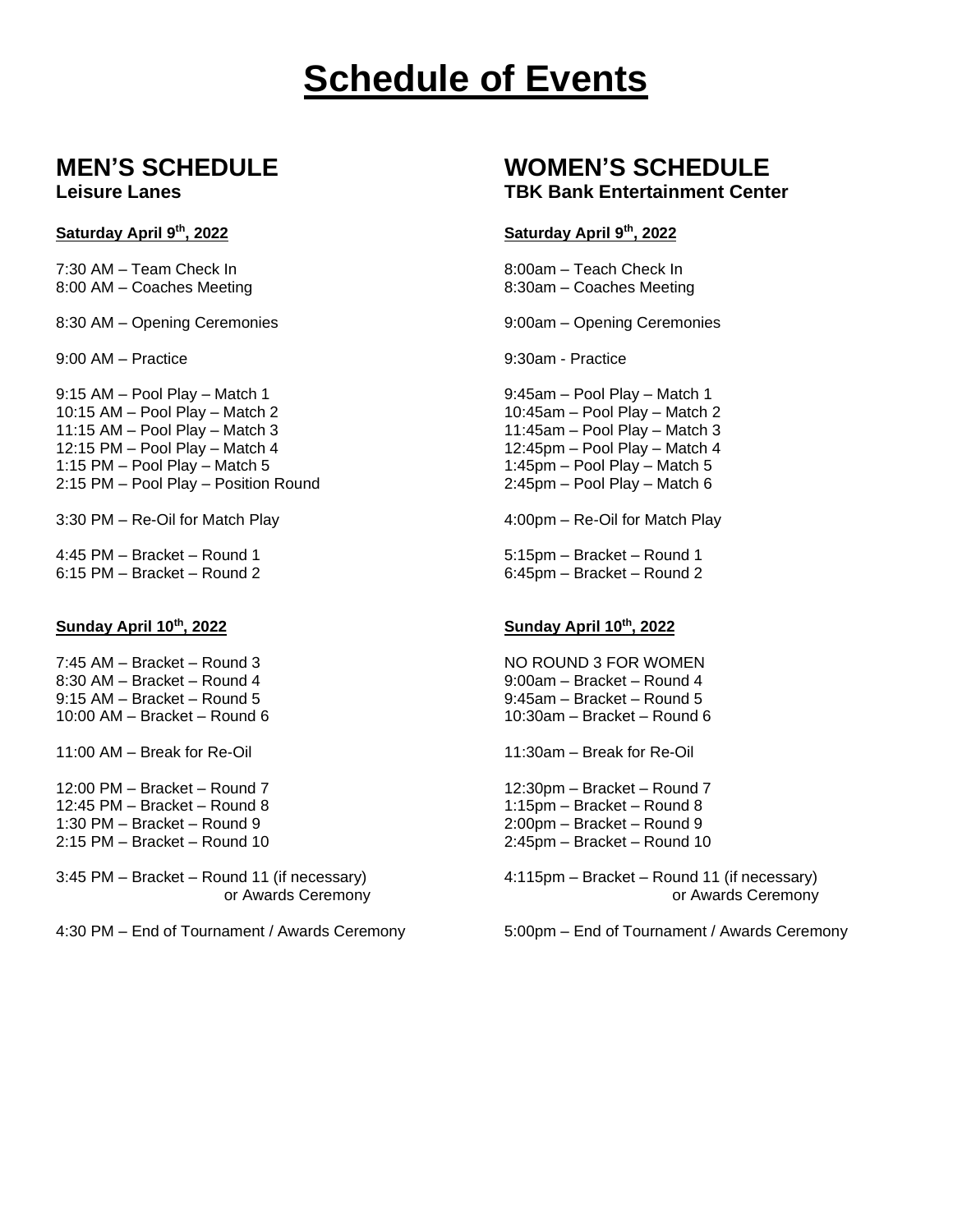# Schedule of Events

## MEN'S SCHEDULE

**Leisure Lanes**

**Saturday April 9th, 2022**

7:30 AM – Team Check In
8:00 AM – Coaches Meeting

8:30 AM – Opening Ceremonies

9:00 AM – Practice

9:15 AM – Pool Play – Match 1
10:15 AM – Pool Play – Match 2
11:15 AM – Pool Play – Match 3
12:15 PM – Pool Play – Match 4
1:15 PM – Pool Play – Match 5
2:15 PM – Pool Play – Position Round

3:30 PM – Re-Oil for Match Play

4:45 PM – Bracket – Round 1
6:15 PM – Bracket – Round 2

**Sunday April 10th, 2022**

7:45 AM – Bracket – Round 3
8:30 AM – Bracket – Round 4
9:15 AM – Bracket – Round 5
10:00 AM – Bracket – Round 6

11:00 AM – Break for Re-Oil

12:00 PM – Bracket – Round 7
12:45 PM – Bracket – Round 8
1:30 PM – Bracket – Round 9
2:15 PM – Bracket – Round 10

3:45 PM – Bracket – Round 11 (if necessary)
or Awards Ceremony

4:30 PM – End of Tournament / Awards Ceremony

## WOMEN'S SCHEDULE

**TBK Bank Entertainment Center**

**Saturday April 9th, 2022**

8:00am – Teach Check In
8:30am – Coaches Meeting

9:00am – Opening Ceremonies

9:30am - Practice

9:45am – Pool Play – Match 1
10:45am – Pool Play – Match 2
11:45am – Pool Play – Match 3
12:45pm – Pool Play – Match 4
1:45pm – Pool Play – Match 5
2:45pm – Pool Play – Match 6

4:00pm – Re-Oil for Match Play

5:15pm – Bracket – Round 1
6:45pm – Bracket – Round 2

**Sunday April 10th, 2022**

NO ROUND 3 FOR WOMEN
9:00am – Bracket – Round 4
9:45am – Bracket – Round 5
10:30am – Bracket – Round 6

11:30am – Break for Re-Oil

12:30pm – Bracket – Round 7
1:15pm – Bracket – Round 8
2:00pm – Bracket – Round 9
2:45pm – Bracket – Round 10

4:115pm – Bracket – Round 11 (if necessary)
or Awards Ceremony

5:00pm – End of Tournament / Awards Ceremony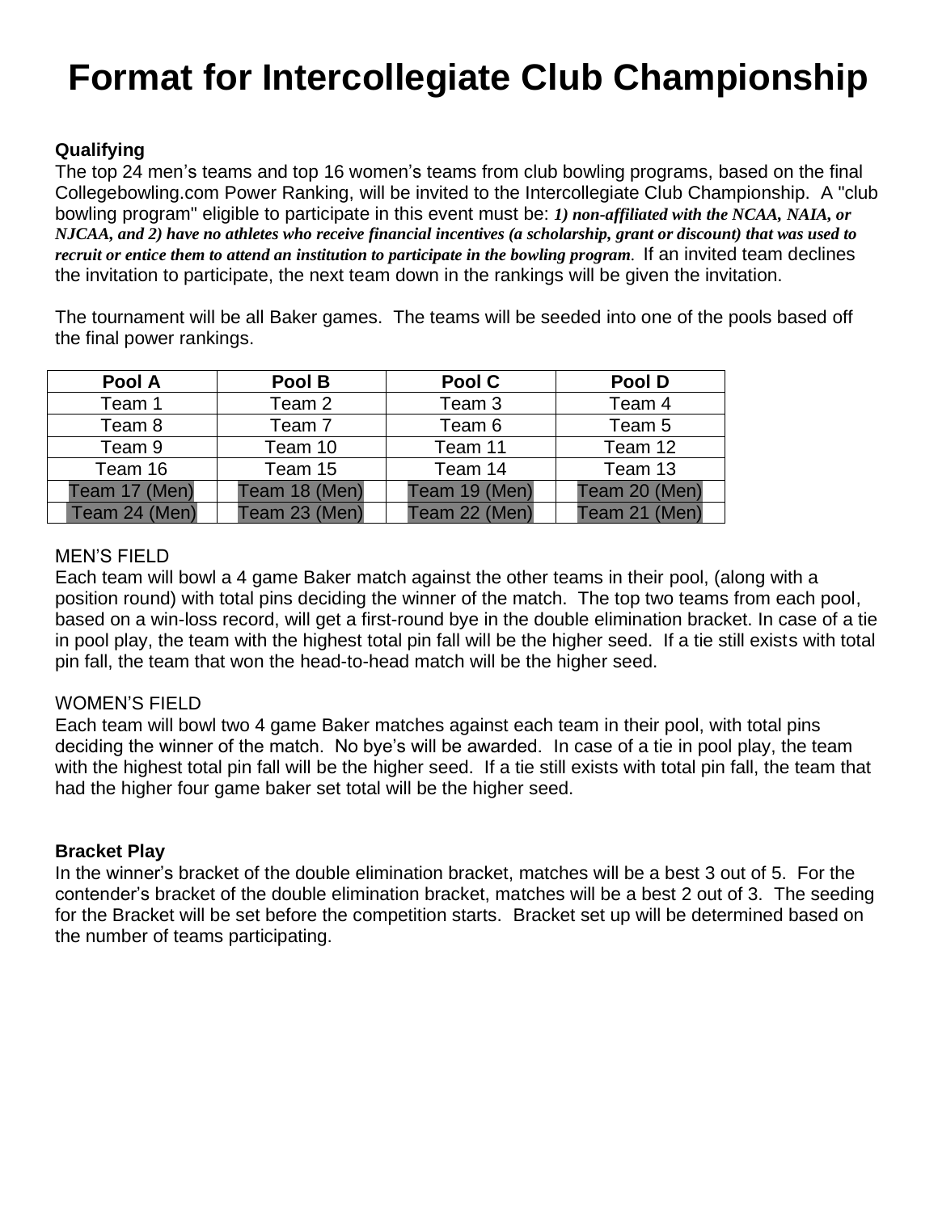# Format for Intercollegiate Club Championship

**Qualifying**

The top 24 men's teams and top 16 women's teams from club bowling programs, based on the final Collegebowling.com Power Ranking, will be invited to the Intercollegiate Club Championship. A "club bowling program" eligible to participate in this event must be: ***1) non-affiliated with the NCAA, NAIA, or NJCAA, and 2) have no athletes who receive financial incentives (a scholarship, grant or discount) that was used to recruit or entice them to attend an institution to participate in the bowling program***. If an invited team declines the invitation to participate, the next team down in the rankings will be given the invitation.

The tournament will be all Baker games. The teams will be seeded into one of the pools based off the final power rankings.

| Pool A | Pool B | Pool C | Pool D |
|---|---|---|---|
| Team 1 | Team 2 | Team 3 | Team 4 |
| Team 8 | Team 7 | Team 6 | Team 5 |
| Team 9 | Team 10 | Team 11 | Team 12 |
| Team 16 | Team 15 | Team 14 | Team 13 |
| Team 17 (Men) | Team 18 (Men) | Team 19 (Men) | Team 20 (Men) |
| Team 24 (Men) | Team 23 (Men) | Team 22 (Men) | Team 21 (Men) |

MEN'S FIELD

Each team will bowl a 4 game Baker match against the other teams in their pool, (along with a position round) with total pins deciding the winner of the match. The top two teams from each pool, based on a win-loss record, will get a first-round bye in the double elimination bracket. In case of a tie in pool play, the team with the highest total pin fall will be the higher seed. If a tie still exists with total pin fall, the team that won the head-to-head match will be the higher seed.

WOMEN'S FIELD

Each team will bowl two 4 game Baker matches against each team in their pool, with total pins deciding the winner of the match. No bye's will be awarded. In case of a tie in pool play, the team with the highest total pin fall will be the higher seed. If a tie still exists with total pin fall, the team that had the higher four game baker set total will be the higher seed.

**Bracket Play**

In the winner's bracket of the double elimination bracket, matches will be a best 3 out of 5. For the contender's bracket of the double elimination bracket, matches will be a best 2 out of 3. The seeding for the Bracket will be set before the competition starts. Bracket set up will be determined based on the number of teams participating.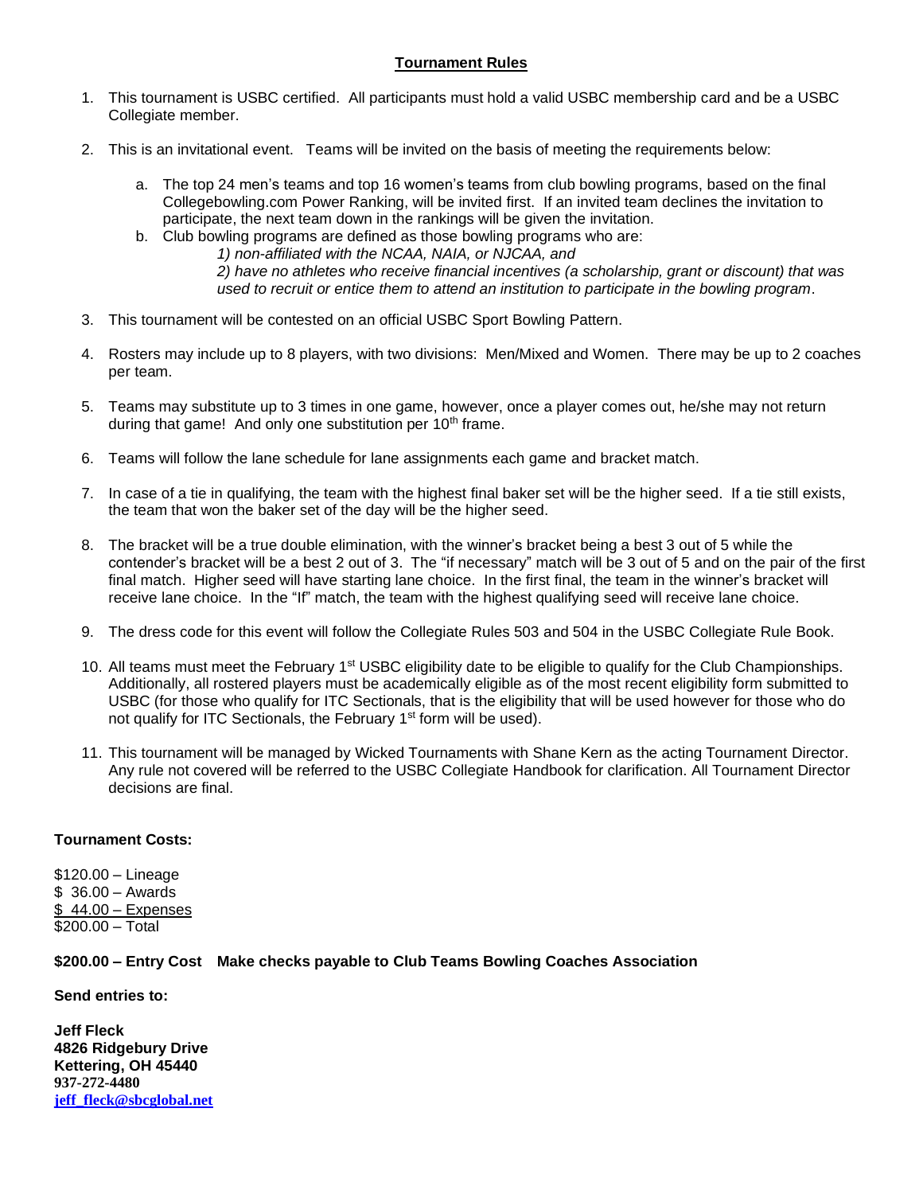## Tournament Rules

1. This tournament is USBC certified. All participants must hold a valid USBC membership card and be a USBC Collegiate member.

2. This is an invitational event. Teams will be invited on the basis of meeting the requirements below:

   a. The top 24 men's teams and top 16 women's teams from club bowling programs, based on the final Collegebowling.com Power Ranking, will be invited first. If an invited team declines the invitation to participate, the next team down in the rankings will be given the invitation.

   b. Club bowling programs are defined as those bowling programs who are:

      *1) non-affiliated with the NCAA, NAIA, or NJCAA, and*

      *2) have no athletes who receive financial incentives (a scholarship, grant or discount) that was used to recruit or entice them to attend an institution to participate in the bowling program*.

3. This tournament will be contested on an official USBC Sport Bowling Pattern.

4. Rosters may include up to 8 players, with two divisions: Men/Mixed and Women. There may be up to 2 coaches per team.

5. Teams may substitute up to 3 times in one game, however, once a player comes out, he/she may not return during that game! And only one substitution per 10th frame.

6. Teams will follow the lane schedule for lane assignments each game and bracket match.

7. In case of a tie in qualifying, the team with the highest final baker set will be the higher seed. If a tie still exists, the team that won the baker set of the day will be the higher seed.

8. The bracket will be a true double elimination, with the winner's bracket being a best 3 out of 5 while the contender's bracket will be a best 2 out of 3. The "if necessary" match will be 3 out of 5 and on the pair of the first final match. Higher seed will have starting lane choice. In the first final, the team in the winner's bracket will receive lane choice. In the "If" match, the team with the highest qualifying seed will receive lane choice.

9. The dress code for this event will follow the Collegiate Rules 503 and 504 in the USBC Collegiate Rule Book.

10. All teams must meet the February 1st USBC eligibility date to be eligible to qualify for the Club Championships. Additionally, all rostered players must be academically eligible as of the most recent eligibility form submitted to USBC (for those who qualify for ITC Sectionals, that is the eligibility that will be used however for those who do not qualify for ITC Sectionals, the February 1st form will be used).

11. This tournament will be managed by Wicked Tournaments with Shane Kern as the acting Tournament Director. Any rule not covered will be referred to the USBC Collegiate Handbook for clarification. All Tournament Director decisions are final.

**Tournament Costs:**

$120.00 – Lineage
$ 36.00 – Awards
$ 44.00 – Expenses
$200.00 – Total

**$200.00 – Entry Cost  Make checks payable to Club Teams Bowling Coaches Association**

**Send entries to:**

**Jeff Fleck**
**4826 Ridgebury Drive**
**Kettering, OH 45440**
**937-272-4480**
**jeff_fleck@sbcglobal.net**